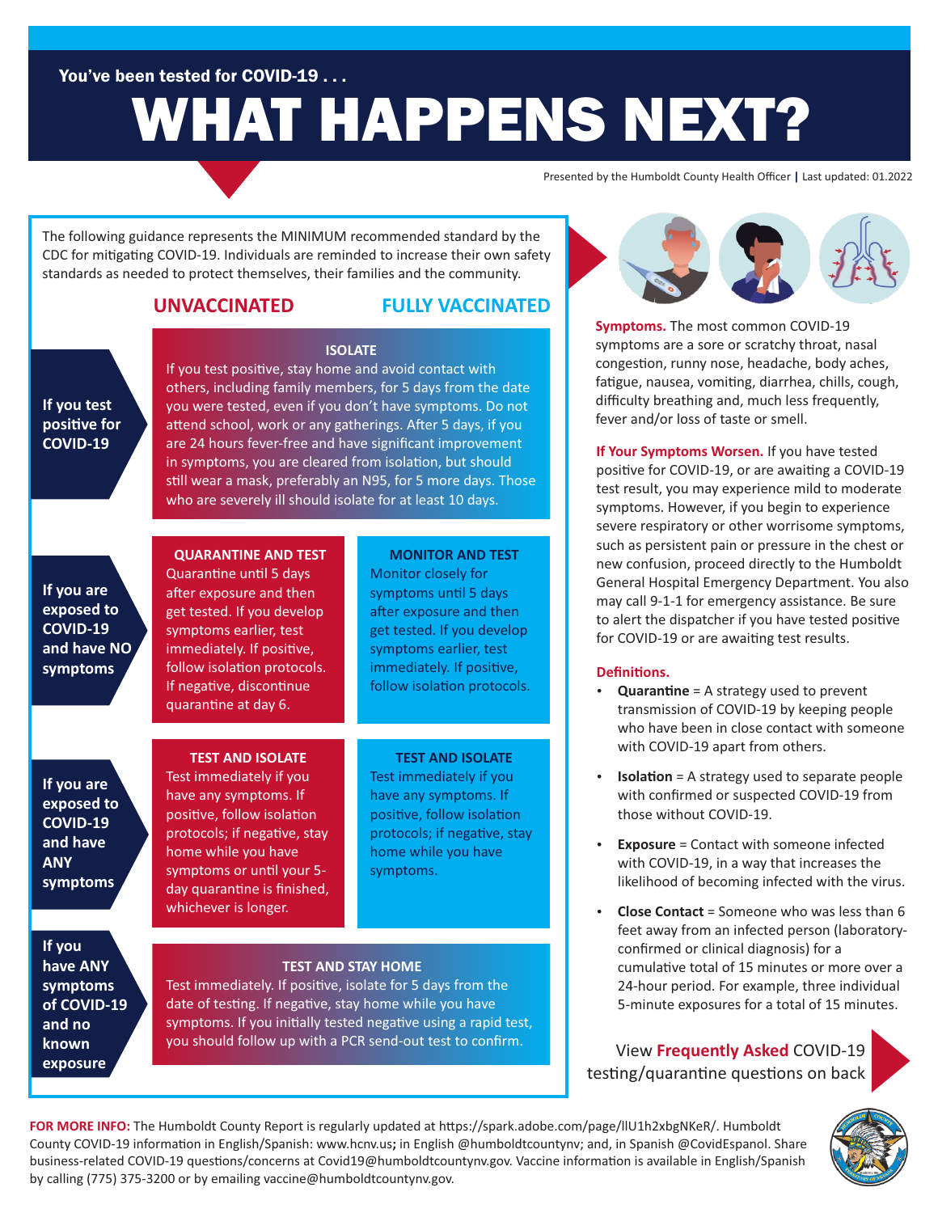You've been tested for COVID-19 . . .

# WHAT HAPPENS NEXT?

Presented by the Humboldt County Health Officer | Last updated: 01.2022

The following guidance represents the MINIMUM recommended standard by the CDC for mitigating COVID-19. Individuals are reminded to increase their own safety standards as needed to protect themselves, their families and the community.

| | UNVACCINATED | FULLY VACCINATED |
|---|---|---|
| **If you test positive for COVID-19** | **ISOLATE** If you test positive, stay home and avoid contact with others, including family members, for 5 days from the date you were tested, even if you don't have symptoms. Do not attend school, work or any gatherings. After 5 days, if you are 24 hours fever-free and have significant improvement in symptoms, you are cleared from isolation, but should still wear a mask, preferably an N95, for 5 more days. Those who are severely ill should isolate for at least 10 days. | |
| **If you are exposed to COVID-19 and have NO symptoms** | **QUARANTINE AND TEST** Quarantine until 5 days after exposure and then get tested. If you develop symptoms earlier, test immediately. If positive, follow isolation protocols. If negative, discontinue quarantine at day 6. | **MONITOR AND TEST** Monitor closely for symptoms until 5 days after exposure and then get tested. If you develop symptoms earlier, test immediately. If positive, follow isolation protocols. |
| **If you are exposed to COVID-19 and have ANY symptoms** | **TEST AND ISOLATE** Test immediately if you have any symptoms. If positive, follow isolation protocols; if negative, stay home while you have symptoms or until your 5-day quarantine is finished, whichever is longer. | **TEST AND ISOLATE** Test immediately if you have any symptoms. If positive, follow isolation protocols; if negative, stay home while you have symptoms. |
| **If you have ANY symptoms of COVID-19 and no known exposure** | **TEST AND STAY HOME** Test immediately. If positive, isolate for 5 days from the date of testing. If negative, stay home while you have symptoms. If you initially tested negative using a rapid test, you should follow up with a PCR send-out test to confirm. | |

**Symptoms.** The most common COVID-19 symptoms are a sore or scratchy throat, nasal congestion, runny nose, headache, body aches, fatigue, nausea, vomiting, diarrhea, chills, cough, difficulty breathing and, much less frequently, fever and/or loss of taste or smell.

**If Your Symptoms Worsen.** If you have tested positive for COVID-19, or are awaiting a COVID-19 test result, you may experience mild to moderate symptoms. However, if you begin to experience severe respiratory or other worrisome symptoms, such as persistent pain or pressure in the chest or new confusion, proceed directly to the Humboldt General Hospital Emergency Department. You also may call 9-1-1 for emergency assistance. Be sure to alert the dispatcher if you have tested positive for COVID-19 or are awaiting test results.

**Definitions.**

- **Quarantine** = A strategy used to prevent transmission of COVID-19 by keeping people who have been in close contact with someone with COVID-19 apart from others.
- **Isolation** = A strategy used to separate people with confirmed or suspected COVID-19 from those without COVID-19.
- **Exposure** = Contact with someone infected with COVID-19, in a way that increases the likelihood of becoming infected with the virus.
- **Close Contact** = Someone who was less than 6 feet away from an infected person (laboratory-confirmed or clinical diagnosis) for a cumulative total of 15 minutes or more over a 24-hour period. For example, three individual 5-minute exposures for a total of 15 minutes.

View **Frequently Asked** COVID-19 testing/quarantine questions on back

**FOR MORE INFO:** The Humboldt County Report is regularly updated at https://spark.adobe.com/page/llU1h2xbgNKeR/. Humboldt County COVID-19 information in English/Spanish: www.hcnv.us; in English @humboldtcountynv; and, in Spanish @CovidEspanol. Share business-related COVID-19 questions/concerns at Covid19@humboldtcountynv.gov. Vaccine information is available in English/Spanish by calling (775) 375-3200 or by emailing vaccine@humboldtcountynv.gov.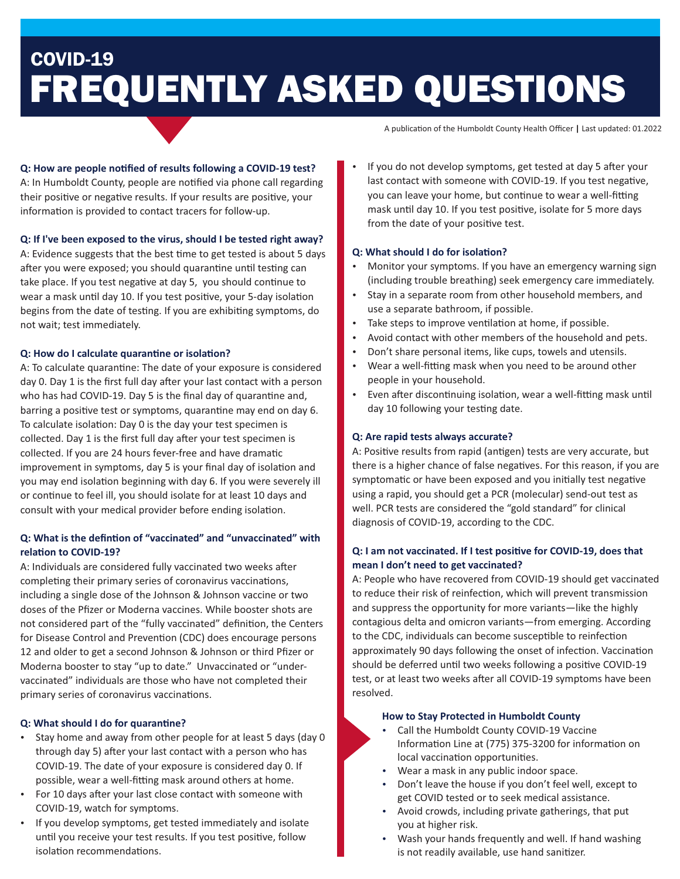## COVID-19

# FREQUENTLY ASKED QUESTIONS

A publication of the Humboldt County Health Officer | Last updated: 01.2022

**Q: How are people notified of results following a COVID-19 test?**
A: In Humboldt County, people are notified via phone call regarding their positive or negative results. If your results are positive, your information is provided to contact tracers for follow-up.

**Q: If I've been exposed to the virus, should I be tested right away?**
A: Evidence suggests that the best time to get tested is about 5 days after you were exposed; you should quarantine until testing can take place. If you test negative at day 5, you should continue to wear a mask until day 10. If you test positive, your 5-day isolation begins from the date of testing. If you are exhibiting symptoms, do not wait; test immediately.

**Q: How do I calculate quarantine or isolation?**
A: To calculate quarantine: The date of your exposure is considered day 0. Day 1 is the first full day after your last contact with a person who has had COVID-19. Day 5 is the final day of quarantine and, barring a positive test or symptoms, quarantine may end on day 6. To calculate isolation: Day 0 is the day your test specimen is collected. Day 1 is the first full day after your test specimen is collected. If you are 24 hours fever-free and have dramatic improvement in symptoms, day 5 is your final day of isolation and you may end isolation beginning with day 6. If you were severely ill or continue to feel ill, you should isolate for at least 10 days and consult with your medical provider before ending isolation.

**Q: What is the defintion of "vaccinated" and "unvaccinated" with relation to COVID-19?**
A: Individuals are considered fully vaccinated two weeks after completing their primary series of coronavirus vaccinations, including a single dose of the Johnson & Johnson vaccine or two doses of the Pfizer or Moderna vaccines. While booster shots are not considered part of the "fully vaccinated" definition, the Centers for Disease Control and Prevention (CDC) does encourage persons 12 and older to get a second Johnson & Johnson or third Pfizer or Moderna booster to stay "up to date." Unvaccinated or "under-vaccinated" individuals are those who have not completed their primary series of coronavirus vaccinations.

**Q: What should I do for quarantine?**

- Stay home and away from other people for at least 5 days (day 0 through day 5) after your last contact with a person who has COVID-19. The date of your exposure is considered day 0. If possible, wear a well-fitting mask around others at home.
- For 10 days after your last close contact with someone with COVID-19, watch for symptoms.
- If you develop symptoms, get tested immediately and isolate until you receive your test results. If you test positive, follow isolation recommendations.
- If you do not develop symptoms, get tested at day 5 after your last contact with someone with COVID-19. If you test negative, you can leave your home, but continue to wear a well-fitting mask until day 10. If you test positive, isolate for 5 more days from the date of your positive test.

**Q: What should I do for isolation?**

- Monitor your symptoms. If you have an emergency warning sign (including trouble breathing) seek emergency care immediately.
- Stay in a separate room from other household members, and use a separate bathroom, if possible.
- Take steps to improve ventilation at home, if possible.
- Avoid contact with other members of the household and pets.
- Don't share personal items, like cups, towels and utensils.
- Wear a well-fitting mask when you need to be around other people in your household.
- Even after discontinuing isolation, wear a well-fitting mask until day 10 following your testing date.

**Q: Are rapid tests always accurate?**
A: Positive results from rapid (antigen) tests are very accurate, but there is a higher chance of false negatives. For this reason, if you are symptomatic or have been exposed and you initially test negative using a rapid, you should get a PCR (molecular) send-out test as well. PCR tests are considered the "gold standard" for clinical diagnosis of COVID-19, according to the CDC.

**Q: I am not vaccinated. If I test positive for COVID-19, does that mean I don't need to get vaccinated?**
A: People who have recovered from COVID-19 should get vaccinated to reduce their risk of reinfection, which will prevent transmission and suppress the opportunity for more variants—like the highly contagious delta and omicron variants—from emerging. According to the CDC, individuals can become susceptible to reinfection approximately 90 days following the onset of infection. Vaccination should be deferred until two weeks following a positive COVID-19 test, or at least two weeks after all COVID-19 symptoms have been resolved.

**How to Stay Protected in Humboldt County**

- Call the Humboldt County COVID-19 Vaccine Information Line at (775) 375-3200 for information on local vaccination opportunities.
- Wear a mask in any public indoor space.
- Don't leave the house if you don't feel well, except to get COVID tested or to seek medical assistance.
- Avoid crowds, including private gatherings, that put you at higher risk.
- Wash your hands frequently and well. If hand washing is not readily available, use hand sanitizer.